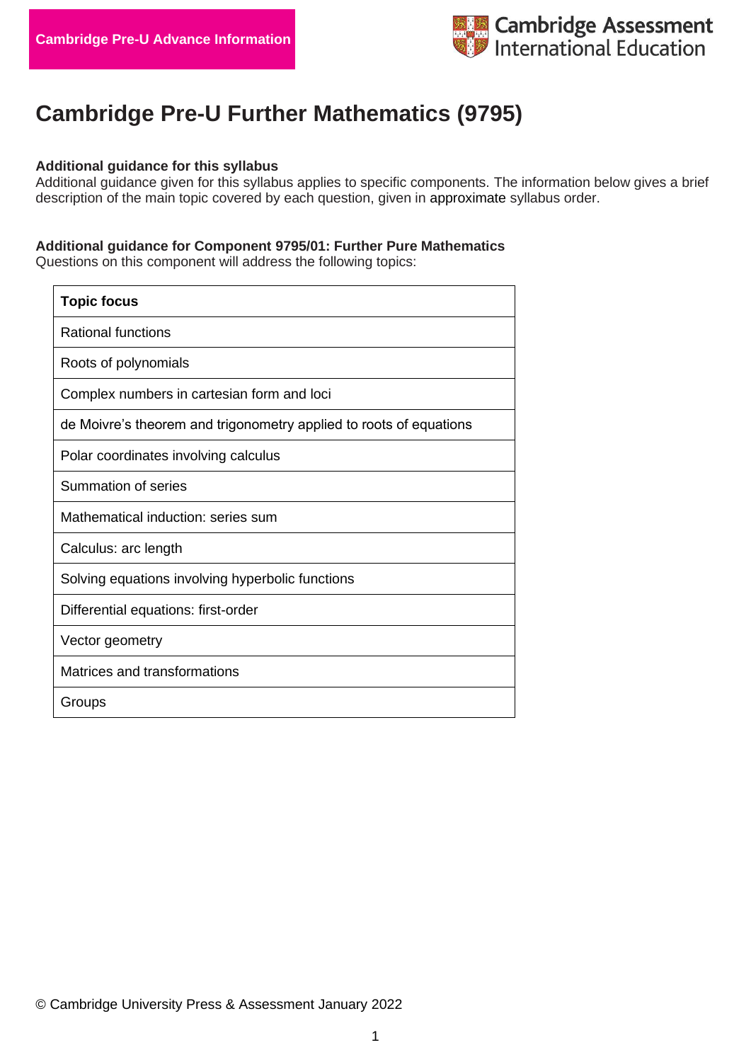Cambridge Pre-U Advance Information

Cambridge Assessment International Education

# Cambridge Pre-U Further Mathematics (9795)

**Additional guidance for this syllabus**
Additional guidance given for this syllabus applies to specific components. The information below gives a brief description of the main topic covered by each question, given in approximate syllabus order.

**Additional guidance for Component 9795/01: Further Pure Mathematics**
Questions on this component will address the following topics:

| Topic focus |
| --- |
| Rational functions |
| Roots of polynomials |
| Complex numbers in cartesian form and loci |
| de Moivre's theorem and trigonometry applied to roots of equations |
| Polar coordinates involving calculus |
| Summation of series |
| Mathematical induction: series sum |
| Calculus: arc length |
| Solving equations involving hyperbolic functions |
| Differential equations: first-order |
| Vector geometry |
| Matrices and transformations |
| Groups |

© Cambridge University Press & Assessment January 2022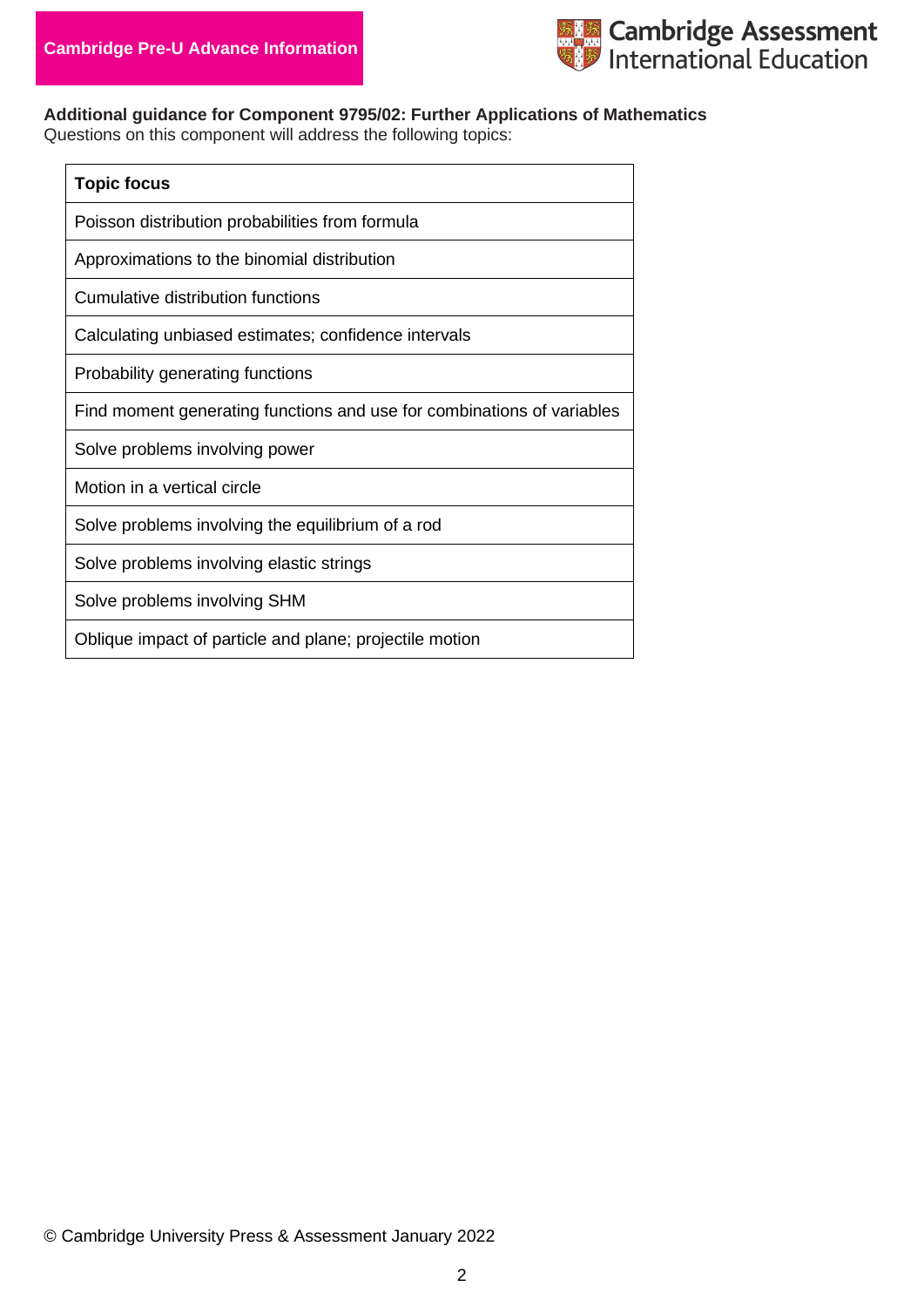**Additional guidance for Component 9795/02: Further Applications of Mathematics**
Questions on this component will address the following topics:

| Topic focus |
|---|
| Poisson distribution probabilities from formula |
| Approximations to the binomial distribution |
| Cumulative distribution functions |
| Calculating unbiased estimates; confidence intervals |
| Probability generating functions |
| Find moment generating functions and use for combinations of variables |
| Solve problems involving power |
| Motion in a vertical circle |
| Solve problems involving the equilibrium of a rod |
| Solve problems involving elastic strings |
| Solve problems involving SHM |
| Oblique impact of particle and plane; projectile motion |

© Cambridge University Press & Assessment January 2022